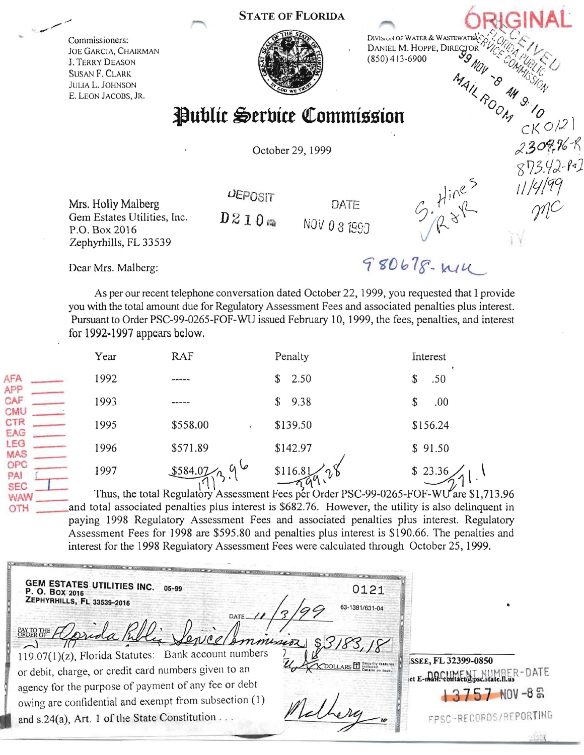STATE OF FLORIDA

Commissioners:
JOE GARCIA, CHAIRMAN
J. TERRY DEASON
SUSAN F. CLARK
JULIA L. JOHNSON
E. LEON JACOBS, JR.

DIVISION OF WATER & WASTEWATER
DANIEL M. HOPPE, DIRECTOR
(850) 413-6900

ORIGINAL

RECEIVED FLORIDA PUBLIC SERVICE COMMISSION
99 NOV -8 AM 9:10
MAIL ROOM

# Public Service Commission

October 29, 1999

CK 0121
2309.76-R
873.42-PAI
11/4/99
MC

DEPOSIT D210
DATE NOV 08 1999

S. Hines
✓R&R

Mrs. Holly Malberg
Gem Estates Utilities, Inc.
P.O. Box 2016
Zephyrhills, FL 33539

980678-WU

Dear Mrs. Malberg:

As per our recent telephone conversation dated October 22, 1999, you requested that I provide you with the total amount due for Regulatory Assessment Fees and associated penalties plus interest. Pursuant to Order PSC-99-0265-FOF-WU issued February 10, 1999, the fees, penalties, and interest for 1992-1997 appears below.

| Year | RAF | Penalty | Interest |
|---|---|---|---|
| 1992 | ----- | $ 2.50 | $ .50 |
| 1993 | ----- | $ 9.38 | $ .00 |
| 1995 | $558.00 | $139.50 | $156.24 |
| 1996 | $571.89 | $142.97 | $ 91.50 |
| 1997 | $584.07 | $116.81 | $ 23.36 |
| | 1713.96 | 399.28 | 271.1 |

Thus, the total Regulatory Assessment Fees per Order PSC-99-0265-FOF-WU are $1,713.96 and total associated penalties plus interest is $682.76. However, the utility is also delinquent in paying 1998 Regulatory Assessment Fees and associated penalties plus interest. Regulatory Assessment Fees for 1998 are $595.80 and penalties plus interest is $190.66. The penalties and interest for the 1998 Regulatory Assessment Fees were calculated through October 25, 1999.

AFA, APP, CAF, CMU, CTR, EAG, LEG, MAS, OPC, PAI, SEC 1, WAW, OTH

GEM ESTATES UTILITIES INC. 05-99
P. O. Box 2016
ZEPHYRHILLS, FL 33539-2016

0121

63-1381/631-04

DATE 11/3/99

PAY TO THE ORDER OF Florida Public Service Commission $3183.18

DOLLARS

Malberg

119.07(1)(z), Florida Statutes: Bank account numbers or debit, charge, or credit card numbers given to an agency for the purpose of payment of any fee or debt owing are confidential and exempt from subsection (1) and s.24(a), Art. 1 of the State Constitution . . .

DOCUMENT NUMBER-DATE
13757 NOV -8 99
FPSC-RECORDS/REPORTING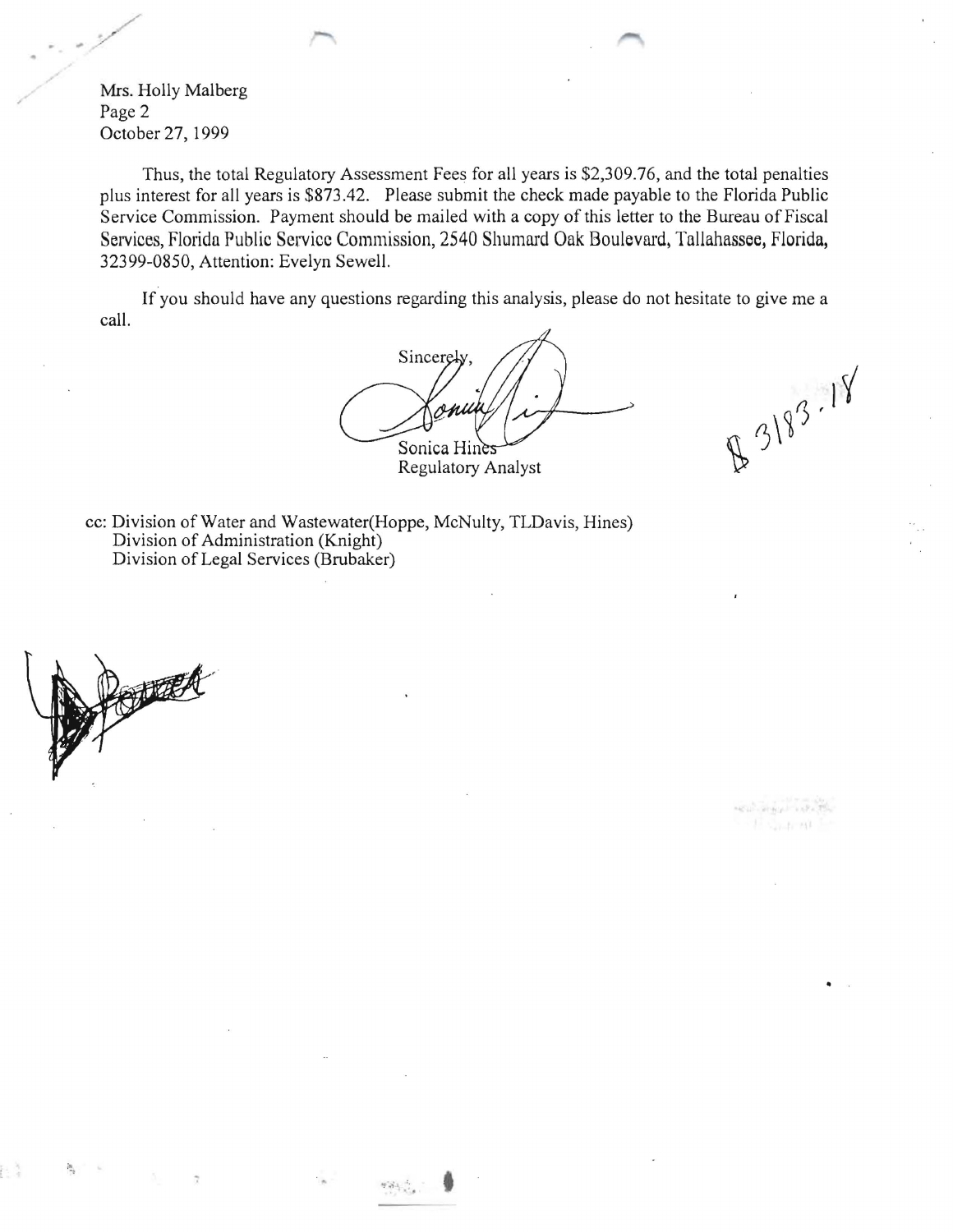Mrs. Holly Malberg
Page 2
October 27, 1999

Thus, the total Regulatory Assessment Fees for all years is $2,309.76, and the total penalties plus interest for all years is $873.42. Please submit the check made payable to the Florida Public Service Commission. Payment should be mailed with a copy of this letter to the Bureau of Fiscal Services, Florida Public Service Commission, 2540 Shumard Oak Boulevard, Tallahassee, Florida, 32399-0850, Attention: Evelyn Sewell.

If you should have any questions regarding this analysis, please do not hesitate to give me a call.

Sincerely,

Sonica Hines
Regulatory Analyst

$3183.18

cc: Division of Water and Wastewater(Hoppe, McNulty, TLDavis, Hines)
Division of Administration (Knight)
Division of Legal Services (Brubaker)